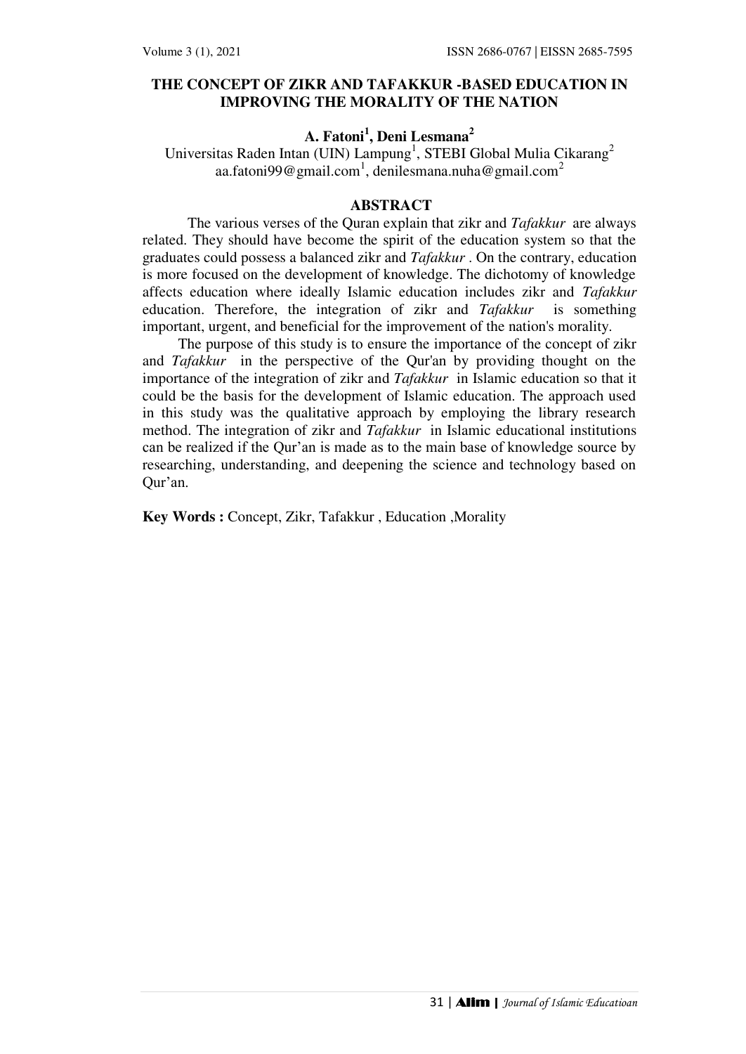# THE CONCEPT OF ZIKR AND TAFAKKUR -BASED EDUCATION IN IMPROVING THE MORALITY OF THE NATION

**A. Fatoni[1], Deni Lesmana[2]**

Universitas Raden Intan (UIN) Lampung[1], STEBI Global Mulia Cikarang[2]
aa.fatoni99@gmail.com[1], denilesmana.nuha@gmail.com[2]

## ABSTRACT

The various verses of the Quran explain that zikr and *Tafakkur* are always related. They should have become the spirit of the education system so that the graduates could possess a balanced zikr and *Tafakkur* . On the contrary, education is more focused on the development of knowledge. The dichotomy of knowledge affects education where ideally Islamic education includes zikr and *Tafakkur* education. Therefore, the integration of zikr and *Tafakkur* is something important, urgent, and beneficial for the improvement of the nation's morality.

The purpose of this study is to ensure the importance of the concept of zikr and *Tafakkur* in the perspective of the Qur'an by providing thought on the importance of the integration of zikr and *Tafakkur* in Islamic education so that it could be the basis for the development of Islamic education. The approach used in this study was the qualitative approach by employing the library research method. The integration of zikr and *Tafakkur* in Islamic educational institutions can be realized if the Qur'an is made as to the main base of knowledge source by researching, understanding, and deepening the science and technology based on Qur'an.

**Key Words :** Concept, Zikr, Tafakkur , Education ,Morality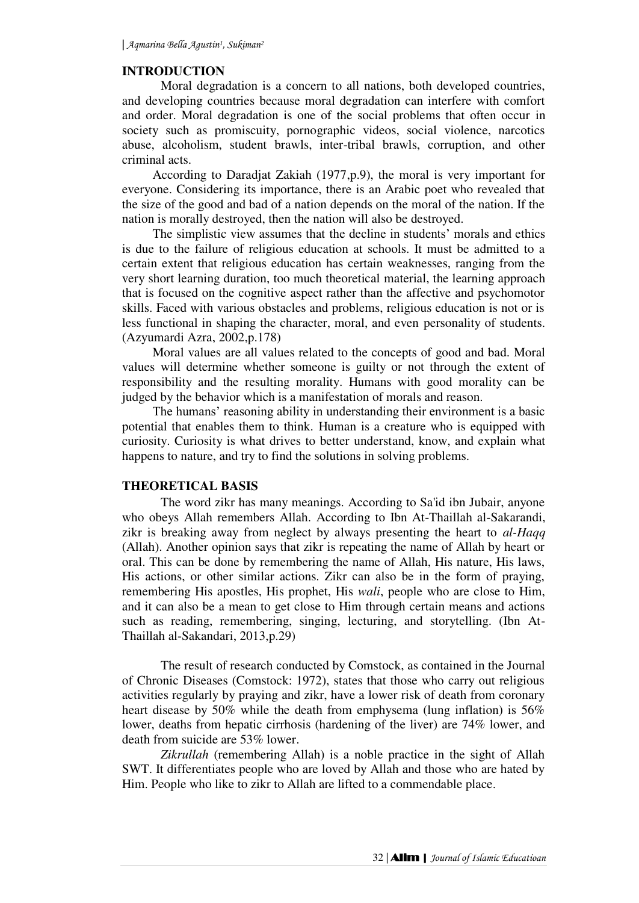## INTRODUCTION

Moral degradation is a concern to all nations, both developed countries, and developing countries because moral degradation can interfere with comfort and order. Moral degradation is one of the social problems that often occur in society such as promiscuity, pornographic videos, social violence, narcotics abuse, alcoholism, student brawls, inter-tribal brawls, corruption, and other criminal acts.

According to Daradjat Zakiah (1977,p.9), the moral is very important for everyone. Considering its importance, there is an Arabic poet who revealed that the size of the good and bad of a nation depends on the moral of the nation. If the nation is morally destroyed, then the nation will also be destroyed.

The simplistic view assumes that the decline in students' morals and ethics is due to the failure of religious education at schools. It must be admitted to a certain extent that religious education has certain weaknesses, ranging from the very short learning duration, too much theoretical material, the learning approach that is focused on the cognitive aspect rather than the affective and psychomotor skills. Faced with various obstacles and problems, religious education is not or is less functional in shaping the character, moral, and even personality of students. (Azyumardi Azra, 2002,p.178)

Moral values are all values related to the concepts of good and bad. Moral values will determine whether someone is guilty or not through the extent of responsibility and the resulting morality. Humans with good morality can be judged by the behavior which is a manifestation of morals and reason.

The humans' reasoning ability in understanding their environment is a basic potential that enables them to think. Human is a creature who is equipped with curiosity. Curiosity is what drives to better understand, know, and explain what happens to nature, and try to find the solutions in solving problems.

## THEORETICAL BASIS

The word zikr has many meanings. According to Sa'id ibn Jubair, anyone who obeys Allah remembers Allah. According to Ibn At-Thaillah al-Sakarandi, zikr is breaking away from neglect by always presenting the heart to *al-Haqq* (Allah). Another opinion says that zikr is repeating the name of Allah by heart or oral. This can be done by remembering the name of Allah, His nature, His laws, His actions, or other similar actions. Zikr can also be in the form of praying, remembering His apostles, His prophet, His *wali*, people who are close to Him, and it can also be a mean to get close to Him through certain means and actions such as reading, remembering, singing, lecturing, and storytelling. (Ibn At-Thaillah al-Sakandari, 2013,p.29)

The result of research conducted by Comstock, as contained in the Journal of Chronic Diseases (Comstock: 1972), states that those who carry out religious activities regularly by praying and zikr, have a lower risk of death from coronary heart disease by 50% while the death from emphysema (lung inflation) is 56% lower, deaths from hepatic cirrhosis (hardening of the liver) are 74% lower, and death from suicide are 53% lower.

*Zikrullah* (remembering Allah) is a noble practice in the sight of Allah SWT. It differentiates people who are loved by Allah and those who are hated by Him. People who like to zikr to Allah are lifted to a commendable place.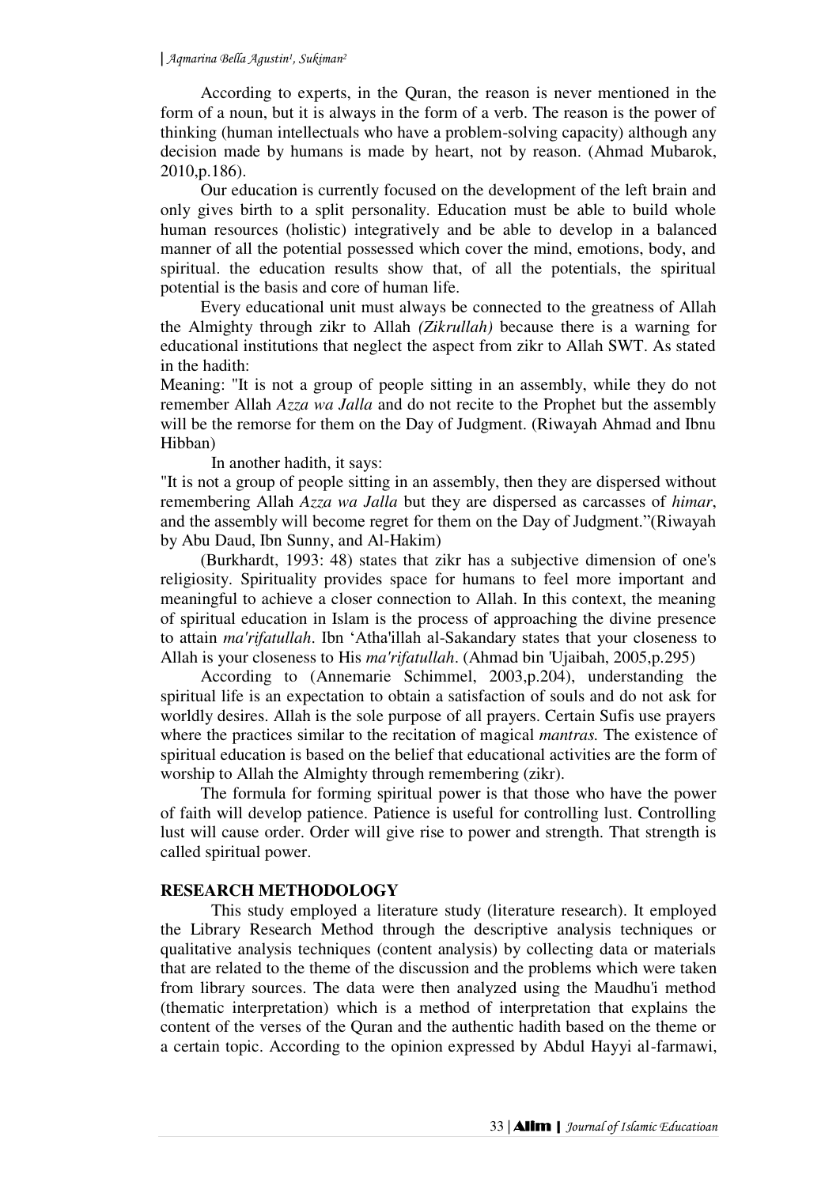According to experts, in the Quran, the reason is never mentioned in the form of a noun, but it is always in the form of a verb. The reason is the power of thinking (human intellectuals who have a problem-solving capacity) although any decision made by humans is made by heart, not by reason. (Ahmad Mubarok, 2010,p.186).

Our education is currently focused on the development of the left brain and only gives birth to a split personality. Education must be able to build whole human resources (holistic) integratively and be able to develop in a balanced manner of all the potential possessed which cover the mind, emotions, body, and spiritual. the education results show that, of all the potentials, the spiritual potential is the basis and core of human life.

Every educational unit must always be connected to the greatness of Allah the Almighty through zikr to Allah *(Zikrullah)* because there is a warning for educational institutions that neglect the aspect from zikr to Allah SWT. As stated in the hadith:

Meaning: "It is not a group of people sitting in an assembly, while they do not remember Allah *Azza wa Jalla* and do not recite to the Prophet but the assembly will be the remorse for them on the Day of Judgment. (Riwayah Ahmad and Ibnu Hibban)

In another hadith, it says:

"It is not a group of people sitting in an assembly, then they are dispersed without remembering Allah *Azza wa Jalla* but they are dispersed as carcasses of *himar*, and the assembly will become regret for them on the Day of Judgment."(Riwayah by Abu Daud, Ibn Sunny, and Al-Hakim)

(Burkhardt, 1993: 48) states that zikr has a subjective dimension of one's religiosity. Spirituality provides space for humans to feel more important and meaningful to achieve a closer connection to Allah. In this context, the meaning of spiritual education in Islam is the process of approaching the divine presence to attain *ma'rifatullah*. Ibn 'Atha'illah al-Sakandary states that your closeness to Allah is your closeness to His *ma'rifatullah*. (Ahmad bin 'Ujaibah, 2005,p.295)

According to (Annemarie Schimmel, 2003,p.204), understanding the spiritual life is an expectation to obtain a satisfaction of souls and do not ask for worldly desires. Allah is the sole purpose of all prayers. Certain Sufis use prayers where the practices similar to the recitation of magical *mantras.* The existence of spiritual education is based on the belief that educational activities are the form of worship to Allah the Almighty through remembering (zikr).

The formula for forming spiritual power is that those who have the power of faith will develop patience. Patience is useful for controlling lust. Controlling lust will cause order. Order will give rise to power and strength. That strength is called spiritual power.

## RESEARCH METHODOLOGY

This study employed a literature study (literature research). It employed the Library Research Method through the descriptive analysis techniques or qualitative analysis techniques (content analysis) by collecting data or materials that are related to the theme of the discussion and the problems which were taken from library sources. The data were then analyzed using the Maudhu'i method (thematic interpretation) which is a method of interpretation that explains the content of the verses of the Quran and the authentic hadith based on the theme or a certain topic. According to the opinion expressed by Abdul Hayyi al-farmawi,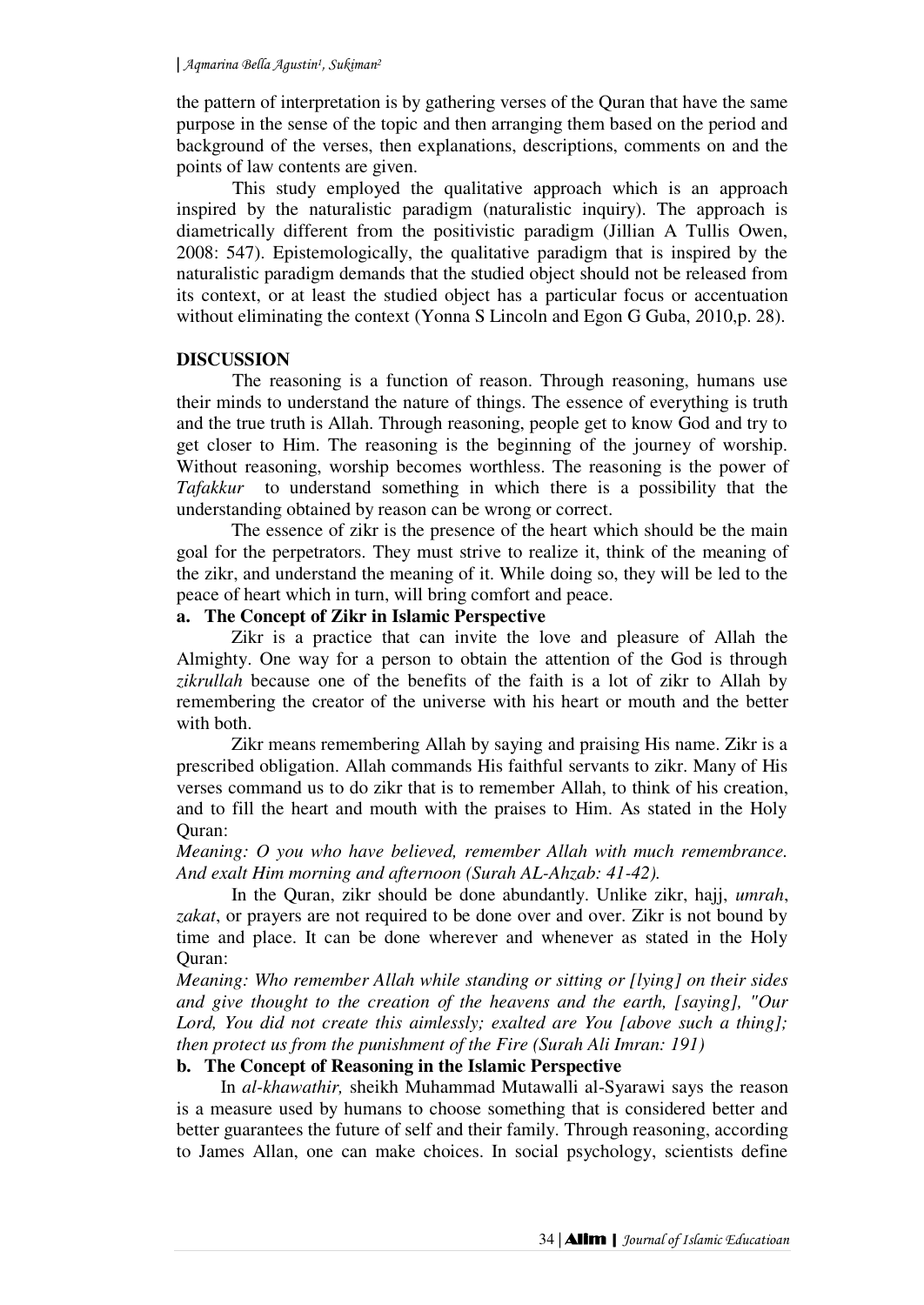the pattern of interpretation is by gathering verses of the Quran that have the same purpose in the sense of the topic and then arranging them based on the period and background of the verses, then explanations, descriptions, comments on and the points of law contents are given.

This study employed the qualitative approach which is an approach inspired by the naturalistic paradigm (naturalistic inquiry). The approach is diametrically different from the positivistic paradigm (Jillian A Tullis Owen, 2008: 547). Epistemologically, the qualitative paradigm that is inspired by the naturalistic paradigm demands that the studied object should not be released from its context, or at least the studied object has a particular focus or accentuation without eliminating the context (Yonna S Lincoln and Egon G Guba, 2010,p. 28).

## DISCUSSION

The reasoning is a function of reason. Through reasoning, humans use their minds to understand the nature of things. The essence of everything is truth and the true truth is Allah. Through reasoning, people get to know God and try to get closer to Him. The reasoning is the beginning of the journey of worship. Without reasoning, worship becomes worthless. The reasoning is the power of *Tafakkur* to understand something in which there is a possibility that the understanding obtained by reason can be wrong or correct.

The essence of zikr is the presence of the heart which should be the main goal for the perpetrators. They must strive to realize it, think of the meaning of the zikr, and understand the meaning of it. While doing so, they will be led to the peace of heart which in turn, will bring comfort and peace.

### a. The Concept of Zikr in Islamic Perspective

Zikr is a practice that can invite the love and pleasure of Allah the Almighty. One way for a person to obtain the attention of the God is through *zikrullah* because one of the benefits of the faith is a lot of zikr to Allah by remembering the creator of the universe with his heart or mouth and the better with both.

Zikr means remembering Allah by saying and praising His name. Zikr is a prescribed obligation. Allah commands His faithful servants to zikr. Many of His verses command us to do zikr that is to remember Allah, to think of his creation, and to fill the heart and mouth with the praises to Him. As stated in the Holy Quran:

*Meaning: O you who have believed, remember Allah with much remembrance. And exalt Him morning and afternoon (Surah AL-Ahzab: 41-42).*

In the Quran, zikr should be done abundantly. Unlike zikr, hajj, *umrah*, *zakat*, or prayers are not required to be done over and over. Zikr is not bound by time and place. It can be done wherever and whenever as stated in the Holy Quran:

*Meaning: Who remember Allah while standing or sitting or [lying] on their sides and give thought to the creation of the heavens and the earth, [saying], "Our Lord, You did not create this aimlessly; exalted are You [above such a thing]; then protect us from the punishment of the Fire (Surah Ali Imran: 191)*

### b. The Concept of Reasoning in the Islamic Perspective

In *al-khawathir,* sheikh Muhammad Mutawalli al-Syarawi says the reason is a measure used by humans to choose something that is considered better and better guarantees the future of self and their family. Through reasoning, according to James Allan, one can make choices. In social psychology, scientists define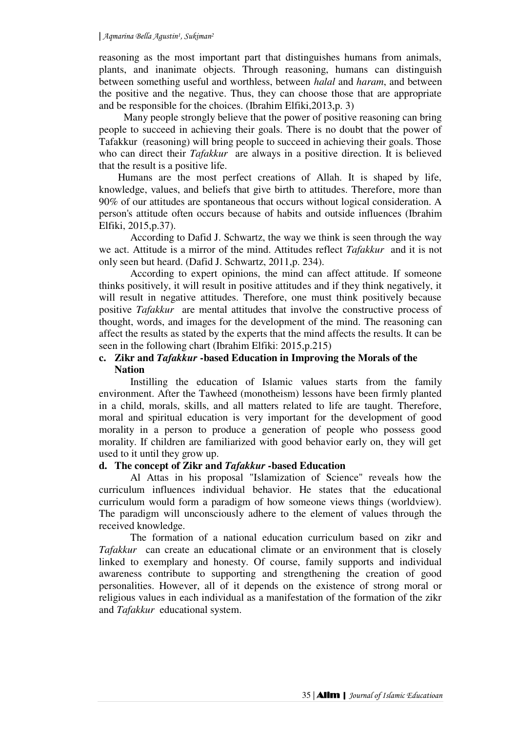reasoning as the most important part that distinguishes humans from animals, plants, and inanimate objects. Through reasoning, humans can distinguish between something useful and worthless, between *halal* and *haram*, and between the positive and the negative. Thus, they can choose those that are appropriate and be responsible for the choices. (Ibrahim Elfiki,2013,p. 3)

Many people strongly believe that the power of positive reasoning can bring people to succeed in achieving their goals. There is no doubt that the power of Tafakkur (reasoning) will bring people to succeed in achieving their goals. Those who can direct their *Tafakkur* are always in a positive direction. It is believed that the result is a positive life.

Humans are the most perfect creations of Allah. It is shaped by life, knowledge, values, and beliefs that give birth to attitudes. Therefore, more than 90% of our attitudes are spontaneous that occurs without logical consideration. A person's attitude often occurs because of habits and outside influences (Ibrahim Elfiki, 2015,p.37).

According to Dafid J. Schwartz, the way we think is seen through the way we act. Attitude is a mirror of the mind. Attitudes reflect *Tafakkur* and it is not only seen but heard. (Dafid J. Schwartz, 2011,p. 234).

According to expert opinions, the mind can affect attitude. If someone thinks positively, it will result in positive attitudes and if they think negatively, it will result in negative attitudes. Therefore, one must think positively because positive *Tafakkur* are mental attitudes that involve the constructive process of thought, words, and images for the development of the mind. The reasoning can affect the results as stated by the experts that the mind affects the results. It can be seen in the following chart (Ibrahim Elfiki: 2015,p.215)

**c. Zikr and *Tafakkur* -based Education in Improving the Morals of the Nation**

Instilling the education of Islamic values starts from the family environment. After the Tawheed (monotheism) lessons have been firmly planted in a child, morals, skills, and all matters related to life are taught. Therefore, moral and spiritual education is very important for the development of good morality in a person to produce a generation of people who possess good morality. If children are familiarized with good behavior early on, they will get used to it until they grow up.

**d. The concept of Zikr and *Tafakkur* -based Education**

Al Attas in his proposal "Islamization of Science" reveals how the curriculum influences individual behavior. He states that the educational curriculum would form a paradigm of how someone views things (worldview). The paradigm will unconsciously adhere to the element of values through the received knowledge.

The formation of a national education curriculum based on zikr and *Tafakkur* can create an educational climate or an environment that is closely linked to exemplary and honesty. Of course, family supports and individual awareness contribute to supporting and strengthening the creation of good personalities. However, all of it depends on the existence of strong moral or religious values in each individual as a manifestation of the formation of the zikr and *Tafakkur* educational system.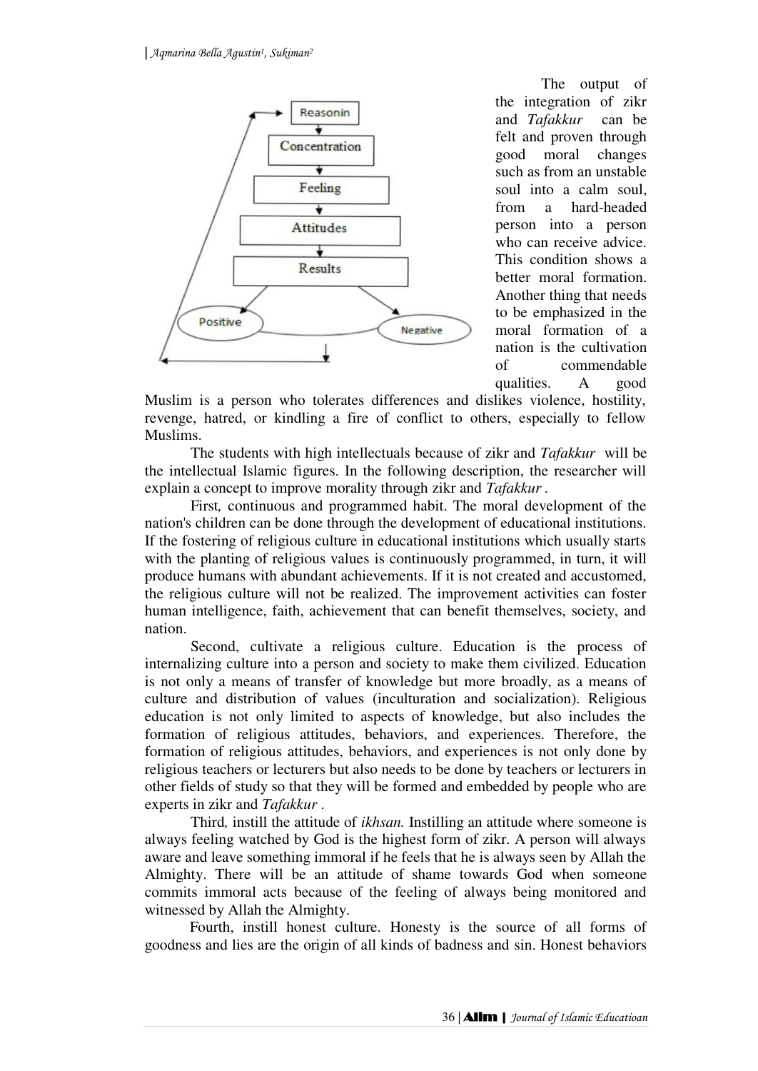Reasonin

Concentration

Feeling

Attitudes

Results

Positive

Negative

The output of the integration of zikr and *Tafakkur* can be felt and proven through good moral changes such as from an unstable soul into a calm soul, from a hard-headed person into a person who can receive advice. This condition shows a better moral formation. Another thing that needs to be emphasized in the moral formation of a nation is the cultivation of commendable qualities. A good Muslim is a person who tolerates differences and dislikes violence, hostility, revenge, hatred, or kindling a fire of conflict to others, especially to fellow Muslims.

The students with high intellectuals because of zikr and *Tafakkur* will be the intellectual Islamic figures. In the following description, the researcher will explain a concept to improve morality through zikr and *Tafakkur* .

First*,* continuous and programmed habit. The moral development of the nation's children can be done through the development of educational institutions. If the fostering of religious culture in educational institutions which usually starts with the planting of religious values is continuously programmed, in turn, it will produce humans with abundant achievements. If it is not created and accustomed, the religious culture will not be realized. The improvement activities can foster human intelligence, faith, achievement that can benefit themselves, society, and nation.

Second, cultivate a religious culture. Education is the process of internalizing culture into a person and society to make them civilized. Education is not only a means of transfer of knowledge but more broadly, as a means of culture and distribution of values (inculturation and socialization). Religious education is not only limited to aspects of knowledge, but also includes the formation of religious attitudes, behaviors, and experiences. Therefore, the formation of religious attitudes, behaviors, and experiences is not only done by religious teachers or lecturers but also needs to be done by teachers or lecturers in other fields of study so that they will be formed and embedded by people who are experts in zikr and *Tafakkur* .

Third*,* instill the attitude of *ikhsan.* Instilling an attitude where someone is always feeling watched by God is the highest form of zikr. A person will always aware and leave something immoral if he feels that he is always seen by Allah the Almighty. There will be an attitude of shame towards God when someone commits immoral acts because of the feeling of always being monitored and witnessed by Allah the Almighty.

Fourth, instill honest culture. Honesty is the source of all forms of goodness and lies are the origin of all kinds of badness and sin. Honest behaviors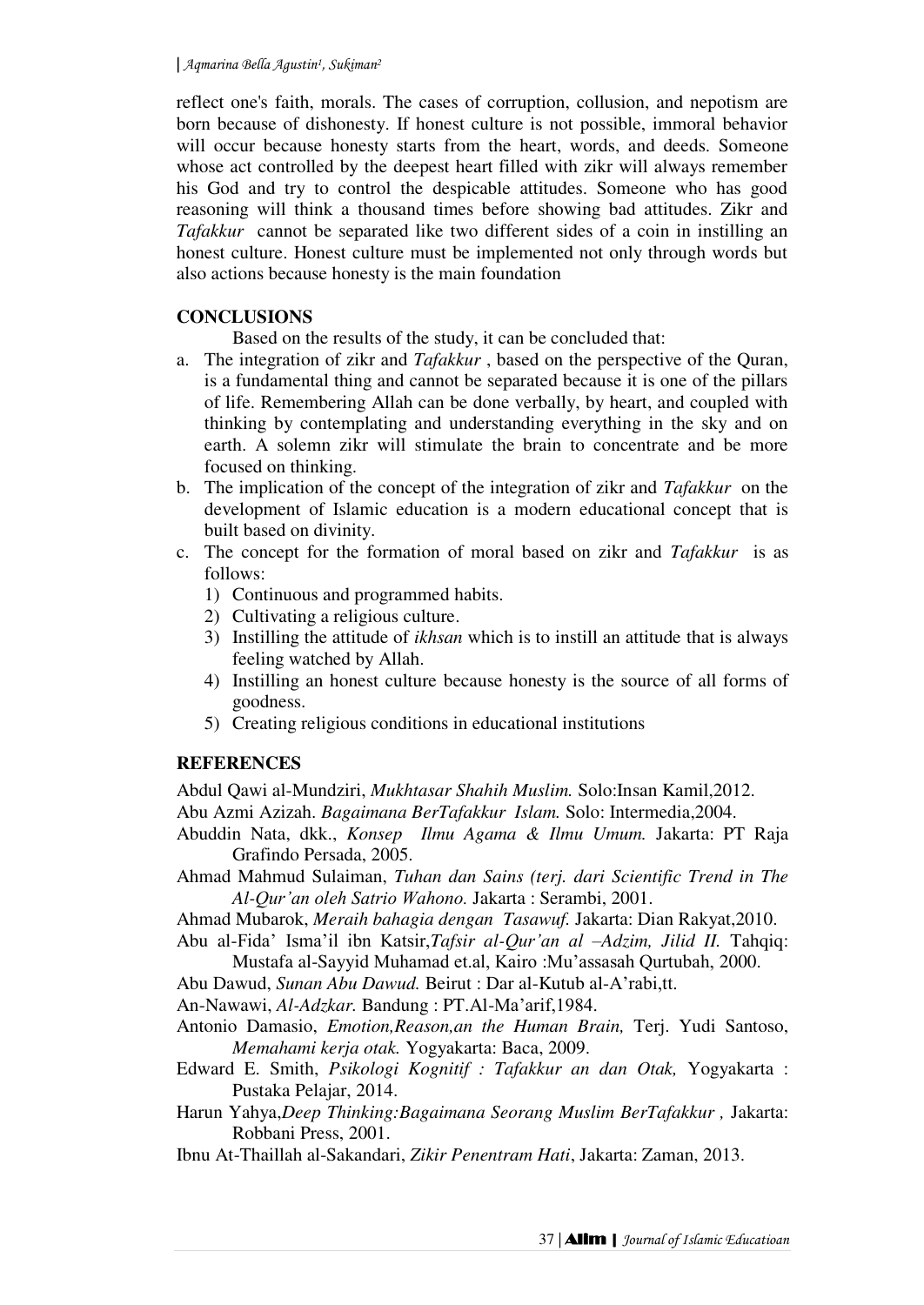reflect one's faith, morals. The cases of corruption, collusion, and nepotism are born because of dishonesty. If honest culture is not possible, immoral behavior will occur because honesty starts from the heart, words, and deeds. Someone whose act controlled by the deepest heart filled with zikr will always remember his God and try to control the despicable attitudes. Someone who has good reasoning will think a thousand times before showing bad attitudes. Zikr and *Tafakkur* cannot be separated like two different sides of a coin in instilling an honest culture. Honest culture must be implemented not only through words but also actions because honesty is the main foundation

## CONCLUSIONS

Based on the results of the study, it can be concluded that:

a. The integration of zikr and *Tafakkur* , based on the perspective of the Quran, is a fundamental thing and cannot be separated because it is one of the pillars of life. Remembering Allah can be done verbally, by heart, and coupled with thinking by contemplating and understanding everything in the sky and on earth. A solemn zikr will stimulate the brain to concentrate and be more focused on thinking.
b. The implication of the concept of the integration of zikr and *Tafakkur* on the development of Islamic education is a modern educational concept that is built based on divinity.
c. The concept for the formation of moral based on zikr and *Tafakkur* is as follows:
   1) Continuous and programmed habits.
   2) Cultivating a religious culture.
   3) Instilling the attitude of *ikhsan* which is to instill an attitude that is always feeling watched by Allah.
   4) Instilling an honest culture because honesty is the source of all forms of goodness.
   5) Creating religious conditions in educational institutions

## REFERENCES

Abdul Qawi al-Mundziri, *Mukhtasar Shahih Muslim.* Solo:Insan Kamil,2012.

Abu Azmi Azizah. *Bagaimana BerTafakkur Islam.* Solo: Intermedia,2004.

Abuddin Nata, dkk., *Konsep Ilmu Agama & Ilmu Umum.* Jakarta: PT Raja Grafindo Persada, 2005.

Ahmad Mahmud Sulaiman, *Tuhan dan Sains (terj. dari Scientific Trend in The Al-Qur'an oleh Satrio Wahono.* Jakarta : Serambi, 2001.

Ahmad Mubarok, *Meraih bahagia dengan Tasawuf.* Jakarta: Dian Rakyat,2010.

Abu al-Fida' Isma'il ibn Katsir,*Tafsir al-Qur'an al –Adzim, Jilid II.* Tahqiq: Mustafa al-Sayyid Muhamad et.al, Kairo :Mu'assasah Qurtubah, 2000.

Abu Dawud, *Sunan Abu Dawud.* Beirut : Dar al-Kutub al-A'rabi,tt.

An-Nawawi, *Al-Adzkar.* Bandung : PT.Al-Ma'arif,1984.

Antonio Damasio, *Emotion,Reason,an the Human Brain,* Terj. Yudi Santoso, *Memahami kerja otak.* Yogyakarta: Baca, 2009.

Edward E. Smith, *Psikologi Kognitif : Tafakkur an dan Otak,* Yogyakarta : Pustaka Pelajar, 2014.

Harun Yahya,*Deep Thinking:Bagaimana Seorang Muslim BerTafakkur ,* Jakarta: Robbani Press, 2001.

Ibnu At-Thaillah al-Sakandari, *Zikir Penentram Hati*, Jakarta: Zaman, 2013.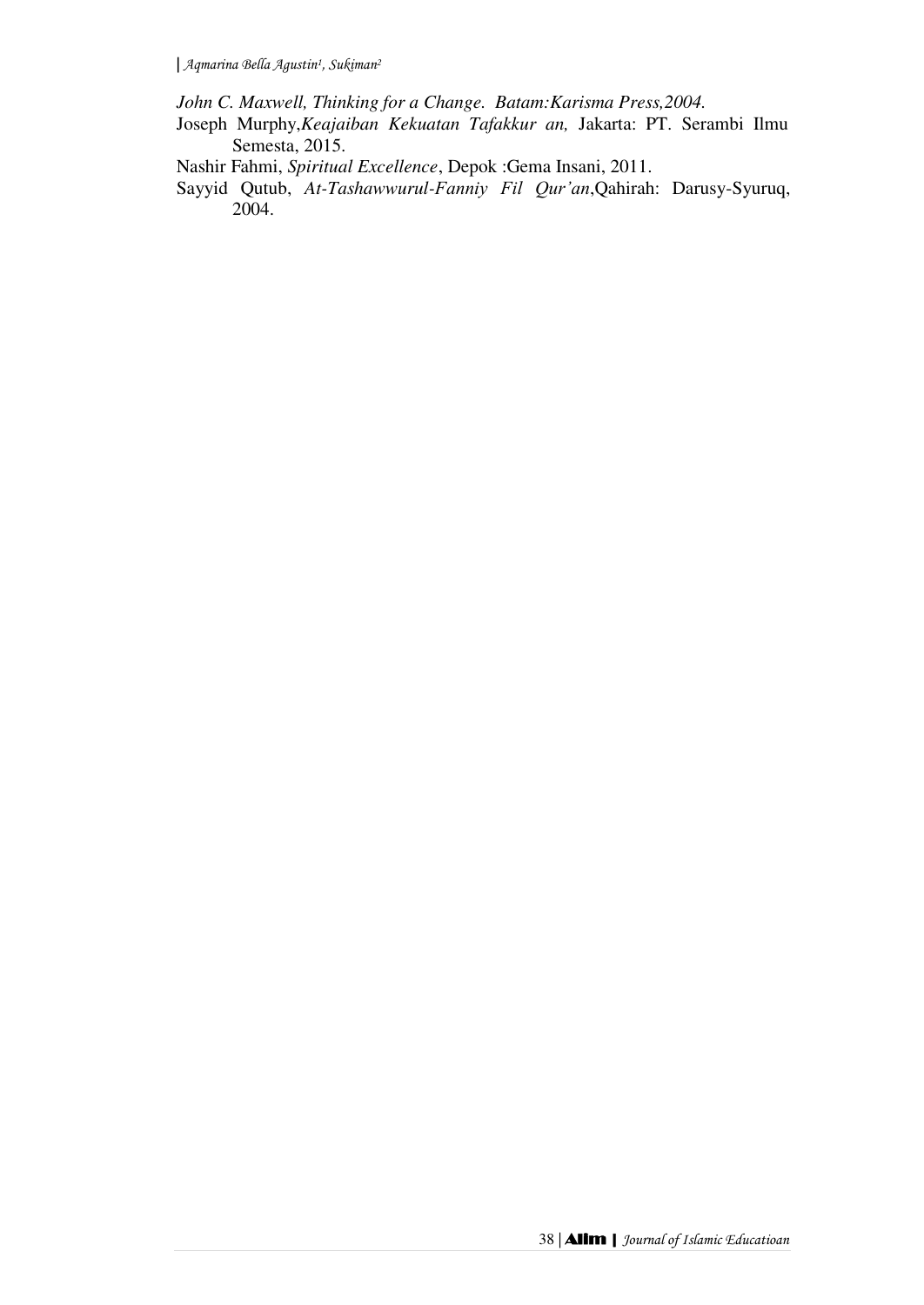*John C. Maxwell, Thinking for a Change. Batam:Karisma Press,2004.*

Joseph Murphy,*Keajaiban Kekuatan Tafakkur an,* Jakarta: PT. Serambi Ilmu Semesta, 2015.

Nashir Fahmi, *Spiritual Excellence*, Depok :Gema Insani, 2011.

Sayyid Qutub, *At-Tashawwurul-Fanniy Fil Qur'an*,Qahirah: Darusy-Syuruq, 2004.